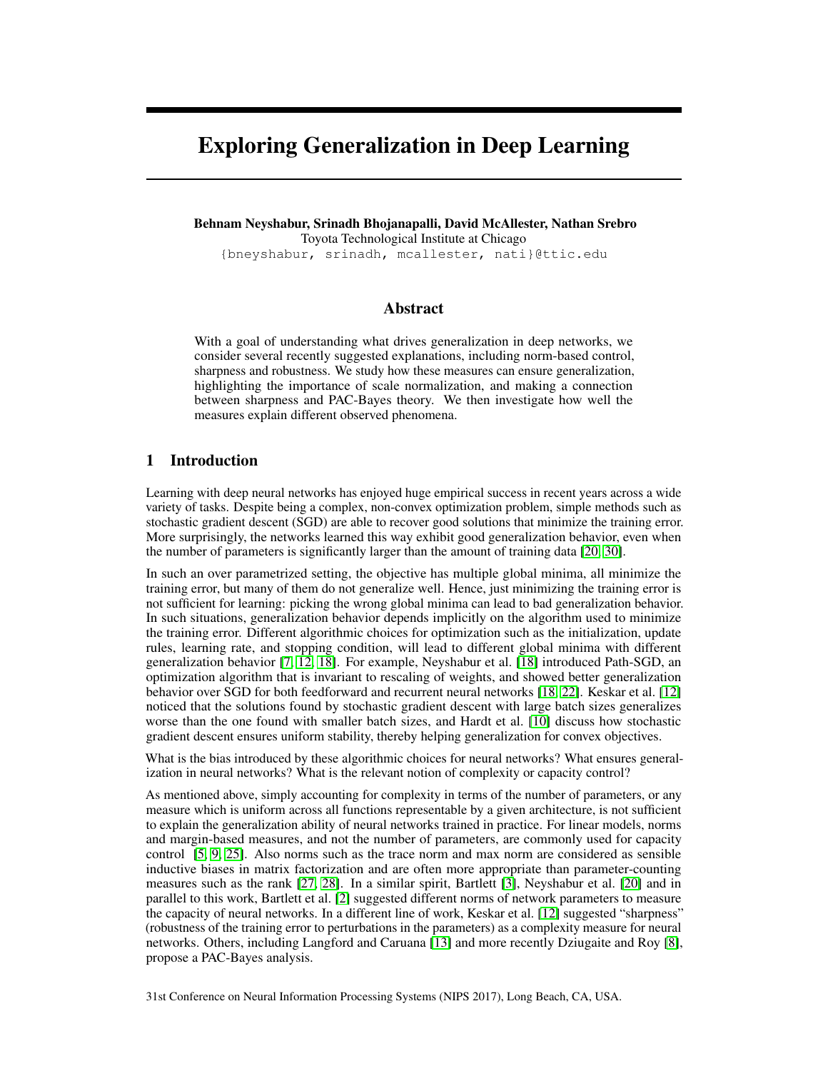# Exploring Generalization in Deep Learning

**Behnam Neyshabur, Srinadh Bhojanapalli, David McAllester, Nathan Srebro**
Toyota Technological Institute at Chicago
{bneyshabur, srinadh, mcallester, nati}@ttic.edu

## Abstract

With a goal of understanding what drives generalization in deep networks, we consider several recently suggested explanations, including norm-based control, sharpness and robustness. We study how these measures can ensure generalization, highlighting the importance of scale normalization, and making a connection between sharpness and PAC-Bayes theory. We then investigate how well the measures explain different observed phenomena.

## 1 Introduction

Learning with deep neural networks has enjoyed huge empirical success in recent years across a wide variety of tasks. Despite being a complex, non-convex optimization problem, simple methods such as stochastic gradient descent (SGD) are able to recover good solutions that minimize the training error. More surprisingly, the networks learned this way exhibit good generalization behavior, even when the number of parameters is significantly larger than the amount of training data [20, 30].

In such an over parametrized setting, the objective has multiple global minima, all minimize the training error, but many of them do not generalize well. Hence, just minimizing the training error is not sufficient for learning: picking the wrong global minima can lead to bad generalization behavior. In such situations, generalization behavior depends implicitly on the algorithm used to minimize the training error. Different algorithmic choices for optimization such as the initialization, update rules, learning rate, and stopping condition, will lead to different global minima with different generalization behavior [7, 12, 18]. For example, Neyshabur et al. [18] introduced Path-SGD, an optimization algorithm that is invariant to rescaling of weights, and showed better generalization behavior over SGD for both feedforward and recurrent neural networks [18, 22]. Keskar et al. [12] noticed that the solutions found by stochastic gradient descent with large batch sizes generalizes worse than the one found with smaller batch sizes, and Hardt et al. [10] discuss how stochastic gradient descent ensures uniform stability, thereby helping generalization for convex objectives.

What is the bias introduced by these algorithmic choices for neural networks? What ensures generalization in neural networks? What is the relevant notion of complexity or capacity control?

As mentioned above, simply accounting for complexity in terms of the number of parameters, or any measure which is uniform across all functions representable by a given architecture, is not sufficient to explain the generalization ability of neural networks trained in practice. For linear models, norms and margin-based measures, and not the number of parameters, are commonly used for capacity control [5, 9, 25]. Also norms such as the trace norm and max norm are considered as sensible inductive biases in matrix factorization and are often more appropriate than parameter-counting measures such as the rank [27, 28]. In a similar spirit, Bartlett [3], Neyshabur et al. [20] and in parallel to this work, Bartlett et al. [2] suggested different norms of network parameters to measure the capacity of neural networks. In a different line of work, Keskar et al. [12] suggested "sharpness" (robustness of the training error to perturbations in the parameters) as a complexity measure for neural networks. Others, including Langford and Caruana [13] and more recently Dziugaite and Roy [8], propose a PAC-Bayes analysis.

31st Conference on Neural Information Processing Systems (NIPS 2017), Long Beach, CA, USA.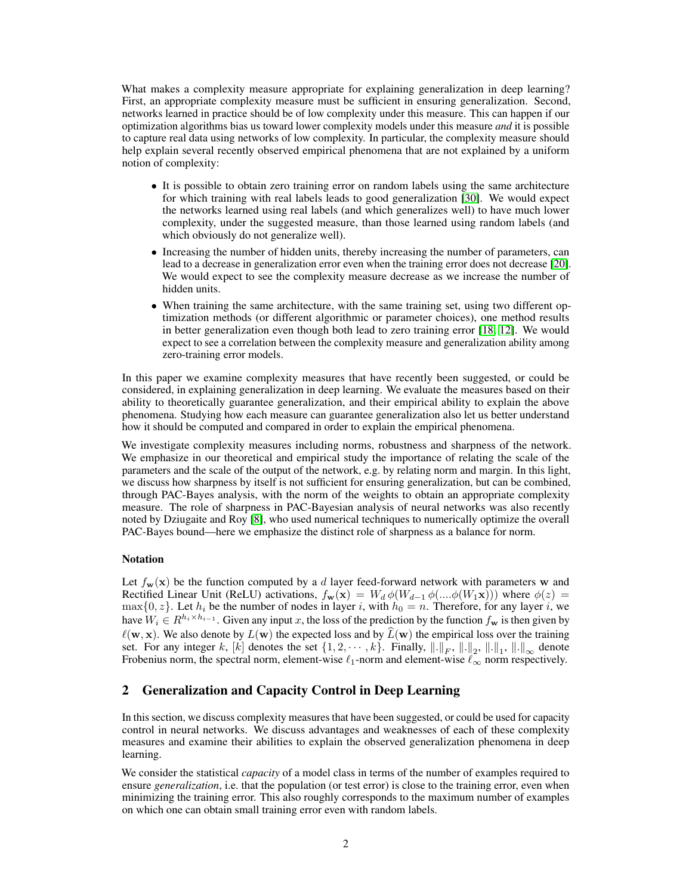What makes a complexity measure appropriate for explaining generalization in deep learning? First, an appropriate complexity measure must be sufficient in ensuring generalization. Second, networks learned in practice should be of low complexity under this measure. This can happen if our optimization algorithms bias us toward lower complexity models under this measure *and* it is possible to capture real data using networks of low complexity. In particular, the complexity measure should help explain several recently observed empirical phenomena that are not explained by a uniform notion of complexity:

- It is possible to obtain zero training error on random labels using the same architecture for which training with real labels leads to good generalization [30]. We would expect the networks learned using real labels (and which generalizes well) to have much lower complexity, under the suggested measure, than those learned using random labels (and which obviously do not generalize well).
- Increasing the number of hidden units, thereby increasing the number of parameters, can lead to a decrease in generalization error even when the training error does not decrease [20]. We would expect to see the complexity measure decrease as we increase the number of hidden units.
- When training the same architecture, with the same training set, using two different optimization methods (or different algorithmic or parameter choices), one method results in better generalization even though both lead to zero training error [18, 12]. We would expect to see a correlation between the complexity measure and generalization ability among zero-training error models.

In this paper we examine complexity measures that have recently been suggested, or could be considered, in explaining generalization in deep learning. We evaluate the measures based on their ability to theoretically guarantee generalization, and their empirical ability to explain the above phenomena. Studying how each measure can guarantee generalization also let us better understand how it should be computed and compared in order to explain the empirical phenomena.

We investigate complexity measures including norms, robustness and sharpness of the network. We emphasize in our theoretical and empirical study the importance of relating the scale of the parameters and the scale of the output of the network, e.g. by relating norm and margin. In this light, we discuss how sharpness by itself is not sufficient for ensuring generalization, but can be combined, through PAC-Bayes analysis, with the norm of the weights to obtain an appropriate complexity measure. The role of sharpness in PAC-Bayesian analysis of neural networks was also recently noted by Dziugaite and Roy [8], who used numerical techniques to numerically optimize the overall PAC-Bayes bound—here we emphasize the distinct role of sharpness as a balance for norm.

**Notation**

Let $f_{\mathbf{w}}(\mathbf{x})$ be the function computed by a $d$ layer feed-forward network with parameters $\mathbf{w}$ and Rectified Linear Unit (ReLU) activations, $f_{\mathbf{w}}(\mathbf{x}) = W_d\,\phi(W_{d-1}\,\phi(....\phi(W_1\mathbf{x})))$ where $\phi(z) = \max\{0, z\}$. Let $h_i$ be the number of nodes in layer $i$, with $h_0 = n$. Therefore, for any layer $i$, we have $W_i \in R^{h_i \times h_{i-1}}$. Given any input $x$, the loss of the prediction by the function $f_{\mathbf{w}}$ is then given by $\ell(\mathbf{w}, \mathbf{x})$. We also denote by $L(\mathbf{w})$ the expected loss and by $\widehat{L}(\mathbf{w})$ the empirical loss over the training set. For any integer $k$, $[k]$ denotes the set $\{1, 2, \cdots, k\}$. Finally, $\|.\|_F$, $\|.\|_2$, $\|.\|_1$, $\|.\|_\infty$ denote Frobenius norm, the spectral norm, element-wise $\ell_1$-norm and element-wise $\ell_\infty$ norm respectively.

## 2 Generalization and Capacity Control in Deep Learning

In this section, we discuss complexity measures that have been suggested, or could be used for capacity control in neural networks. We discuss advantages and weaknesses of each of these complexity measures and examine their abilities to explain the observed generalization phenomena in deep learning.

We consider the statistical *capacity* of a model class in terms of the number of examples required to ensure *generalization*, i.e. that the population (or test error) is close to the training error, even when minimizing the training error. This also roughly corresponds to the maximum number of examples on which one can obtain small training error even with random labels.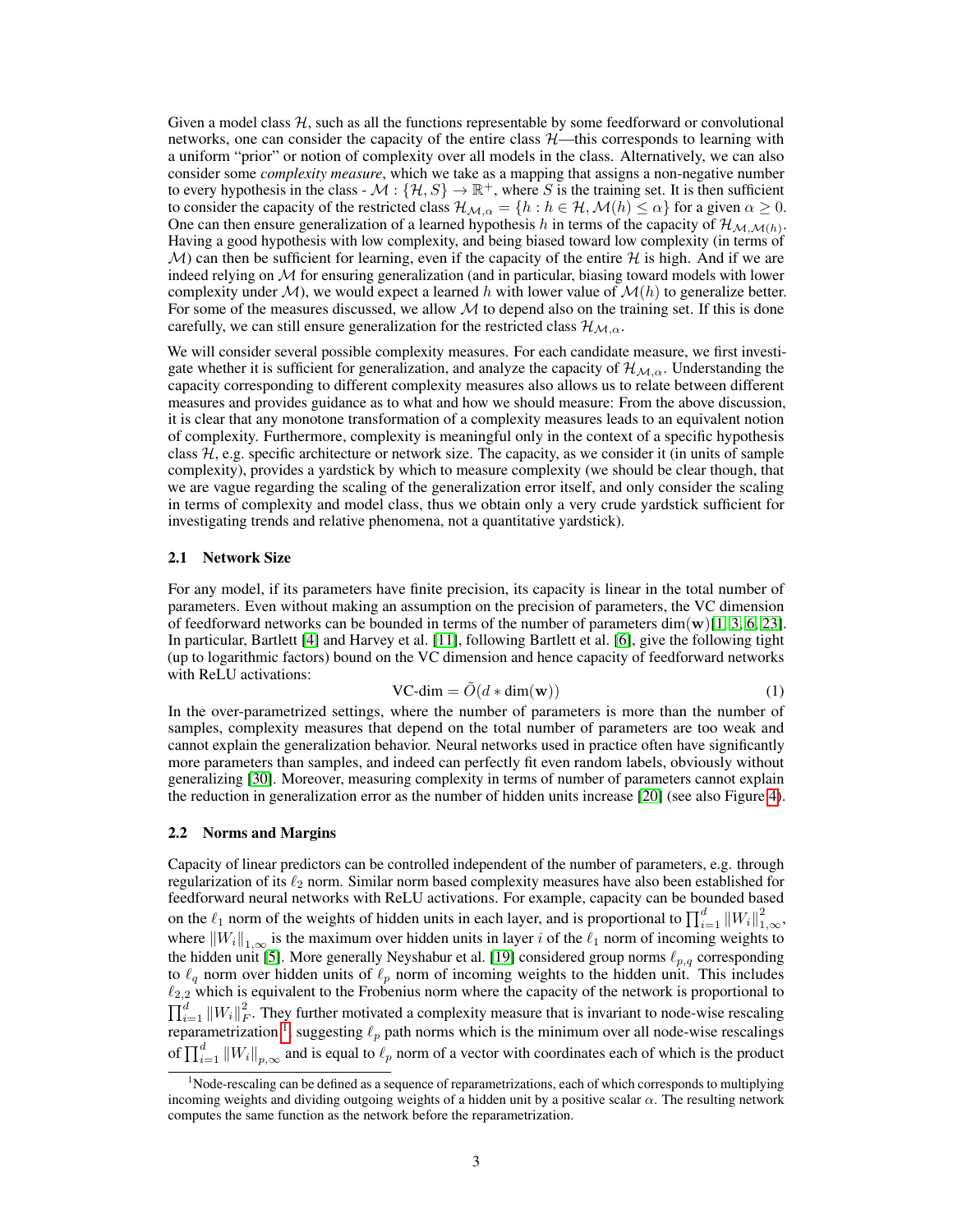Given a model class $\mathcal{H}$, such as all the functions representable by some feedforward or convolutional networks, one can consider the capacity of the entire class $\mathcal{H}$—this corresponds to learning with a uniform "prior" or notion of complexity over all models in the class. Alternatively, we can also consider some *complexity measure*, which we take as a mapping that assigns a non-negative number to every hypothesis in the class - $\mathcal{M} : \{\mathcal{H}, S\} \to \mathbb{R}^+$, where $S$ is the training set. It is then sufficient to consider the capacity of the restricted class $\mathcal{H}_{\mathcal{M},\alpha} = \{h : h \in \mathcal{H}, \mathcal{M}(h) \leq \alpha\}$ for a given $\alpha \geq 0$. One can then ensure generalization of a learned hypothesis $h$ in terms of the capacity of $\mathcal{H}_{\mathcal{M},\mathcal{M}(h)}$. Having a good hypothesis with low complexity, and being biased toward low complexity (in terms of $\mathcal{M}$) can then be sufficient for learning, even if the capacity of the entire $\mathcal{H}$ is high. And if we are indeed relying on $\mathcal{M}$ for ensuring generalization (and in particular, biasing toward models with lower complexity under $\mathcal{M}$), we would expect a learned $h$ with lower value of $\mathcal{M}(h)$ to generalize better. For some of the measures discussed, we allow $\mathcal{M}$ to depend also on the training set. If this is done carefully, we can still ensure generalization for the restricted class $\mathcal{H}_{\mathcal{M},\alpha}$.

We will consider several possible complexity measures. For each candidate measure, we first investigate whether it is sufficient for generalization, and analyze the capacity of $\mathcal{H}_{\mathcal{M},\alpha}$. Understanding the capacity corresponding to different complexity measures also allows us to relate between different measures and provides guidance as to what and how we should measure: From the above discussion, it is clear that any monotone transformation of a complexity measures leads to an equivalent notion of complexity. Furthermore, complexity is meaningful only in the context of a specific hypothesis class $\mathcal{H}$, e.g. specific architecture or network size. The capacity, as we consider it (in units of sample complexity), provides a yardstick by which to measure complexity (we should be clear though, that we are vague regarding the scaling of the generalization error itself, and only consider the scaling in terms of complexity and model class, thus we obtain only a very crude yardstick sufficient for investigating trends and relative phenomena, not a quantitative yardstick).

### 2.1 Network Size

For any model, if its parameters have finite precision, its capacity is linear in the total number of parameters. Even without making an assumption on the precision of parameters, the VC dimension of feedforward networks can be bounded in terms of the number of parameters $\dim(\mathbf{w})$[1, 3, 6, 23]. In particular, Bartlett [4] and Harvey et al. [11], following Bartlett et al. [6], give the following tight (up to logarithmic factors) bound on the VC dimension and hence capacity of feedforward networks with ReLU activations:

$$\text{VC-dim} = \tilde{O}(d * \dim(\mathbf{w})) \tag{1}$$

In the over-parametrized settings, where the number of parameters is more than the number of samples, complexity measures that depend on the total number of parameters are too weak and cannot explain the generalization behavior. Neural networks used in practice often have significantly more parameters than samples, and indeed can perfectly fit even random labels, obviously without generalizing [30]. Moreover, measuring complexity in terms of number of parameters cannot explain the reduction in generalization error as the number of hidden units increase [20] (see also Figure 4).

### 2.2 Norms and Margins

Capacity of linear predictors can be controlled independent of the number of parameters, e.g. through regularization of its $\ell_2$ norm. Similar norm based complexity measures have also been established for feedforward neural networks with ReLU activations. For example, capacity can be bounded based on the $\ell_1$ norm of the weights of hidden units in each layer, and is proportional to $\prod_{i=1}^{d} \|W_i\|_{1,\infty}^2$, where $\|W_i\|_{1,\infty}$ is the maximum over hidden units in layer $i$ of the $\ell_1$ norm of incoming weights to the hidden unit [5]. More generally Neyshabur et al. [19] considered group norms $\ell_{p,q}$ corresponding to $\ell_q$ norm over hidden units of $\ell_p$ norm of incoming weights to the hidden unit. This includes $\ell_{2,2}$ which is equivalent to the Frobenius norm where the capacity of the network is proportional to $\prod_{i=1}^{d} \|W_i\|_F^2$. They further motivated a complexity measure that is invariant to node-wise rescaling reparametrization [1], suggesting $\ell_p$ path norms which is the minimum over all node-wise rescalings of $\prod_{i=1}^{d} \|W_i\|_{p,\infty}$ and is equal to $\ell_p$ norm of a vector with coordinates each of which is the product

[1]Node-rescaling can be defined as a sequence of reparametrizations, each of which corresponds to multiplying incoming weights and dividing outgoing weights of a hidden unit by a positive scalar $\alpha$. The resulting network computes the same function as the network before the reparametrization.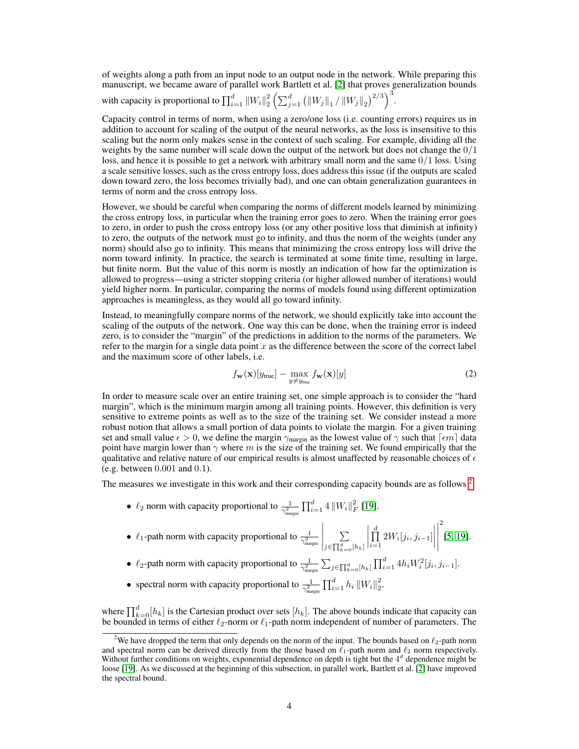of weights along a path from an input node to an output node in the network. While preparing this manuscript, we became aware of parallel work Bartlett et al. [2] that proves generalization bounds with capacity is proportional to $\prod_{i=1}^{d} \|W_i\|_2^2 \left(\sum_{j=1}^{d} \left(\|W_j\|_1 / \|W_j\|_2\right)^{2/3}\right)^3$.

Capacity control in terms of norm, when using a zero/one loss (i.e. counting errors) requires us in addition to account for scaling of the output of the neural networks, as the loss is insensitive to this scaling but the norm only makes sense in the context of such scaling. For example, dividing all the weights by the same number will scale down the output of the network but does not change the $0/1$ loss, and hence it is possible to get a network with arbitrary small norm and the same $0/1$ loss. Using a scale sensitive losses, such as the cross entropy loss, does address this issue (if the outputs are scaled down toward zero, the loss becomes trivially bad), and one can obtain generalization guarantees in terms of norm and the cross entropy loss.

However, we should be careful when comparing the norms of different models learned by minimizing the cross entropy loss, in particular when the training error goes to zero. When the training error goes to zero, in order to push the cross entropy loss (or any other positive loss that diminish at infinity) to zero, the outputs of the network must go to infinity, and thus the norm of the weights (under any norm) should also go to infinity. This means that minimizing the cross entropy loss will drive the norm toward infinity. In practice, the search is terminated at some finite time, resulting in large, but finite norm. But the value of this norm is mostly an indication of how far the optimization is allowed to progress—using a stricter stopping criteria (or higher allowed number of iterations) would yield higher norm. In particular, comparing the norms of models found using different optimization approaches is meaningless, as they would all go toward infinity.

Instead, to meaningfully compare norms of the network, we should explicitly take into account the scaling of the outputs of the network. One way this can be done, when the training error is indeed zero, is to consider the "margin" of the predictions in addition to the norms of the parameters. We refer to the margin for a single data point $x$ as the difference between the score of the correct label and the maximum score of other labels, i.e.

$$f_{\mathbf{w}}(\mathbf{x})[y_{\text{true}}] - \max_{y \neq y_{\text{true}}} f_{\mathbf{w}}(\mathbf{x})[y] \tag{2}$$

In order to measure scale over an entire training set, one simple approach is to consider the "hard margin", which is the minimum margin among all training points. However, this definition is very sensitive to extreme points as well as to the size of the training set. We consider instead a more robust notion that allows a small portion of data points to violate the margin. For a given training set and small value $\epsilon > 0$, we define the margin $\gamma_{\text{margin}}$ as the lowest value of $\gamma$ such that $\lceil \epsilon m \rceil$ data point have margin lower than $\gamma$ where $m$ is the size of the training set. We found empirically that the qualitative and relative nature of our empirical results is almost unaffected by reasonable choices of $\epsilon$ (e.g. between $0.001$ and $0.1$).

The measures we investigate in this work and their corresponding capacity bounds are as follows [2]:

- $\ell_2$ norm with capacity proportional to $\frac{1}{\gamma_{\text{margin}}^2} \prod_{i=1}^{d} 4 \|W_i\|_F^2$ [19].
- $\ell_1$-path norm with capacity proportional to $\frac{1}{\gamma_{\text{margin}}^2} \left| \sum_{j \in \prod_{k=0}^{d}[h_k]} \left| \prod_{i=1}^{d} 2W_i[j_i, j_{i-1}] \right| \right|^2$ [5, 19].
- $\ell_2$-path norm with capacity proportional to $\frac{1}{\gamma_{\text{margin}}^2} \sum_{j \in \prod_{k=0}^{d}[h_k]} \prod_{i=1}^{d} 4h_i W_i^2[j_i, j_{i-1}]$.
- spectral norm with capacity proportional to $\frac{1}{\gamma_{\text{margin}}^2} \prod_{i=1}^{d} h_i \|W_i\|_2^2$.

where $\prod_{k=0}^{d}[h_k]$ is the Cartesian product over sets $[h_k]$. The above bounds indicate that capacity can be bounded in terms of either $\ell_2$-norm or $\ell_1$-path norm independent of number of parameters. The

[2]We have dropped the term that only depends on the norm of the input. The bounds based on $\ell_2$-path norm and spectral norm can be derived directly from the those based on $\ell_1$-path norm and $\ell_2$ norm respectively. Without further conditions on weights, exponential dependence on depth is tight but the $4^d$ dependence might be loose [19]. As we discussed at the beginning of this subsection, in parallel work, Bartlett et al. [2] have improved the spectral bound.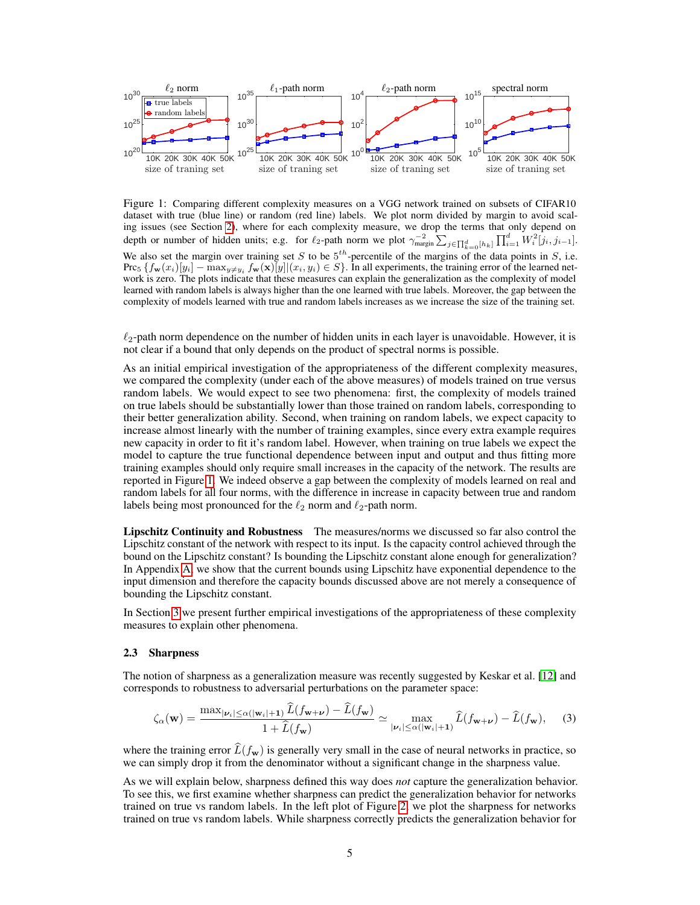Figure 1: Comparing different complexity measures on a VGG network trained on subsets of CIFAR10 dataset with true (blue line) or random (red line) labels. We plot norm divided by margin to avoid scaling issues (see Section 2), where for each complexity measure, we drop the terms that only depend on depth or number of hidden units; e.g. for $\ell_2$-path norm we plot $\gamma_{\text{margin}}^{-2} \sum_{j \in \prod_{k=0}^{d}[h_k]} \prod_{i=1}^{d} W_i^2[j_i, j_{i-1}]$. We also set the margin over training set $S$ to be $5^{th}$-percentile of the margins of the data points in $S$, i.e. $\text{Prc}_5 \left\{ f_{\mathbf{w}}(x_i)[y_i] - \max_{y \neq y_i} f_{\mathbf{w}}(\mathbf{x})[y] | (x_i, y_i) \in S \right\}$. In all experiments, the training error of the learned network is zero. The plots indicate that these measures can explain the generalization as the complexity of model learned with random labels is always higher than the one learned with true labels. Moreover, the gap between the complexity of models learned with true and random labels increases as we increase the size of the training set.

$\ell_2$-path norm dependence on the number of hidden units in each layer is unavoidable. However, it is not clear if a bound that only depends on the product of spectral norms is possible.

As an initial empirical investigation of the appropriateness of the different complexity measures, we compared the complexity (under each of the above measures) of models trained on true versus random labels. We would expect to see two phenomena: first, the complexity of models trained on true labels should be substantially lower than those trained on random labels, corresponding to their better generalization ability. Second, when training on random labels, we expect capacity to increase almost linearly with the number of training examples, since every extra example requires new capacity in order to fit it's random label. However, when training on true labels we expect the model to capture the true functional dependence between input and output and thus fitting more training examples should only require small increases in the capacity of the network. The results are reported in Figure 1. We indeed observe a gap between the complexity of models learned on real and random labels for all four norms, with the difference in increase in capacity between true and random labels being most pronounced for the $\ell_2$ norm and $\ell_2$-path norm.

**Lipschitz Continuity and Robustness** The measures/norms we discussed so far also control the Lipschitz constant of the network with respect to its input. Is the capacity control achieved through the bound on the Lipschitz constant? Is bounding the Lipschitz constant alone enough for generalization? In Appendix A, we show that the current bounds using Lipschitz have exponential dependence to the input dimension and therefore the capacity bounds discussed above are not merely a consequence of bounding the Lipschitz constant.

In Section 3 we present further empirical investigations of the appropriateness of these complexity measures to explain other phenomena.

### 2.3 Sharpness

The notion of sharpness as a generalization measure was recently suggested by Keskar et al. [12] and corresponds to robustness to adversarial perturbations on the parameter space:

$$\zeta_\alpha(\mathbf{w}) = \frac{\max_{|\boldsymbol{\nu}_i| \leq \alpha(|\mathbf{w}_i|+1)} \widehat{L}(f_{\mathbf{w}+\boldsymbol{\nu}}) - \widehat{L}(f_{\mathbf{w}})}{1 + \widehat{L}(f_{\mathbf{w}})} \simeq \max_{|\boldsymbol{\nu}_i| \leq \alpha(|\mathbf{w}_i|+1)} \widehat{L}(f_{\mathbf{w}+\boldsymbol{\nu}}) - \widehat{L}(f_{\mathbf{w}}), \tag{3}$$

where the training error $\widehat{L}(f_{\mathbf{w}})$ is generally very small in the case of neural networks in practice, so we can simply drop it from the denominator without a significant change in the sharpness value.

As we will explain below, sharpness defined this way does *not* capture the generalization behavior. To see this, we first examine whether sharpness can predict the generalization behavior for networks trained on true vs random labels. In the left plot of Figure 2, we plot the sharpness for networks trained on true vs random labels. While sharpness correctly predicts the generalization behavior for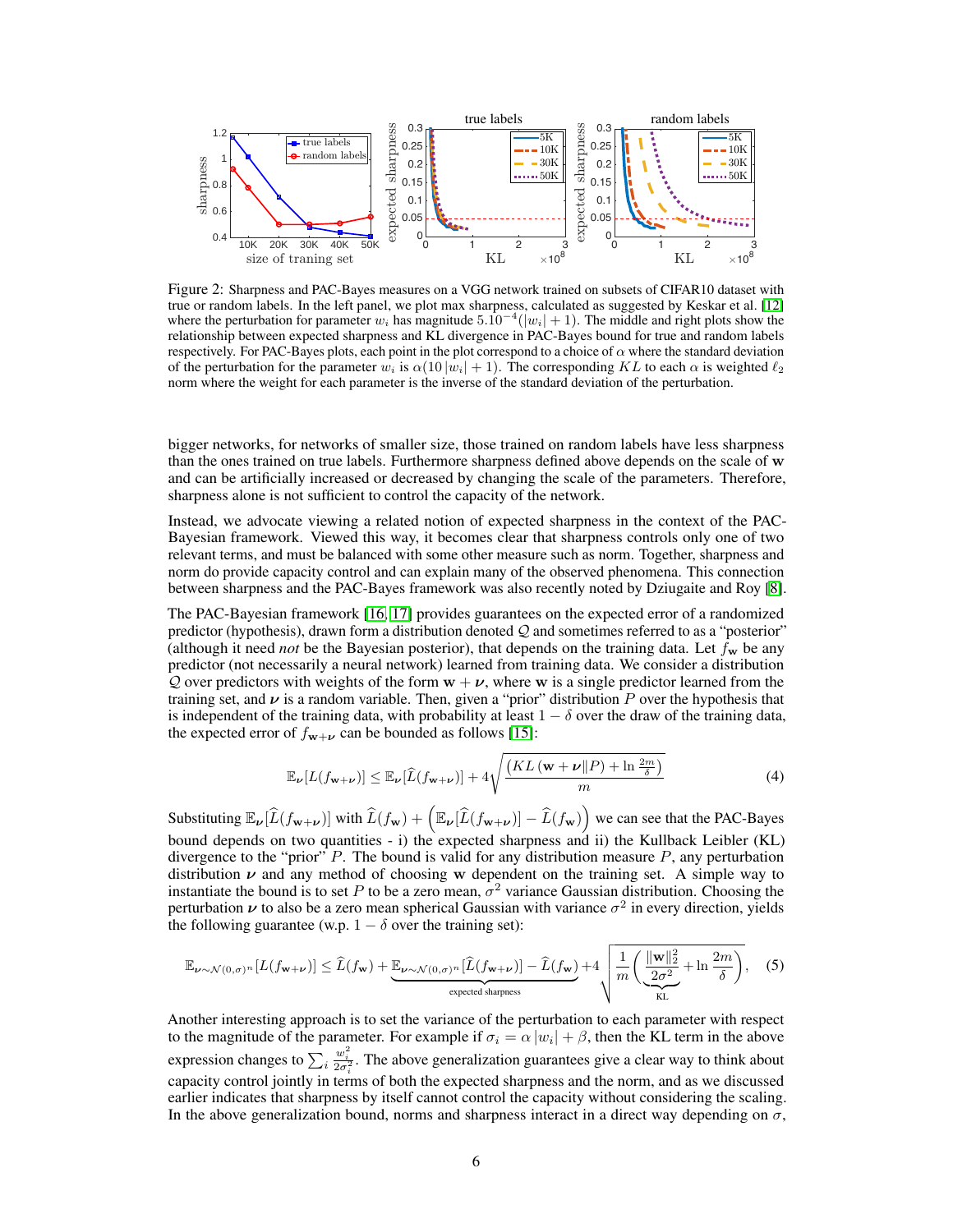Figure 2: Sharpness and PAC-Bayes measures on a VGG network trained on subsets of CIFAR10 dataset with true or random labels. In the left panel, we plot max sharpness, calculated as suggested by Keskar et al. [12] where the perturbation for parameter $w_i$ has magnitude $5.10^{-4}(|w_i|+1)$. The middle and right plots show the relationship between expected sharpness and KL divergence in PAC-Bayes bound for true and random labels respectively. For PAC-Bayes plots, each point in the plot correspond to a choice of $\alpha$ where the standard deviation of the perturbation for the parameter $w_i$ is $\alpha(10\,|w_i|+1)$. The corresponding $KL$ to each $\alpha$ is weighted $\ell_2$ norm where the weight for each parameter is the inverse of the standard deviation of the perturbation.

bigger networks, for networks of smaller size, those trained on random labels have less sharpness than the ones trained on true labels. Furthermore sharpness defined above depends on the scale of $\mathbf{w}$ and can be artificially increased or decreased by changing the scale of the parameters. Therefore, sharpness alone is not sufficient to control the capacity of the network.

Instead, we advocate viewing a related notion of expected sharpness in the context of the PAC-Bayesian framework. Viewed this way, it becomes clear that sharpness controls only one of two relevant terms, and must be balanced with some other measure such as norm. Together, sharpness and norm do provide capacity control and can explain many of the observed phenomena. This connection between sharpness and the PAC-Bayes framework was also recently noted by Dziugaite and Roy [8].

The PAC-Bayesian framework [16, 17] provides guarantees on the expected error of a randomized predictor (hypothesis), drawn form a distribution denoted $\mathcal{Q}$ and sometimes referred to as a "posterior" (although it need *not* be the Bayesian posterior), that depends on the training data. Let $f_{\mathbf{w}}$ be any predictor (not necessarily a neural network) learned from training data. We consider a distribution $\mathcal{Q}$ over predictors with weights of the form $\mathbf{w}+\boldsymbol{\nu}$, where $\mathbf{w}$ is a single predictor learned from the training set, and $\boldsymbol{\nu}$ is a random variable. Then, given a "prior" distribution $P$ over the hypothesis that is independent of the training data, with probability at least $1-\delta$ over the draw of the training data, the expected error of $f_{\mathbf{w}+\boldsymbol{\nu}}$ can be bounded as follows [15]:

$$\mathbb{E}_{\boldsymbol{\nu}}[L(f_{\mathbf{w}+\boldsymbol{\nu}})] \leq \mathbb{E}_{\boldsymbol{\nu}}[\widehat{L}(f_{\mathbf{w}+\boldsymbol{\nu}})] + 4\sqrt{\frac{\left(KL\left(\mathbf{w}+\boldsymbol{\nu}\|P\right)+\ln\frac{2m}{\delta}\right)}{m}} \tag{4}$$

Substituting $\mathbb{E}_{\boldsymbol{\nu}}[\widehat{L}(f_{\mathbf{w}+\boldsymbol{\nu}})]$ with $\widehat{L}(f_{\mathbf{w}}) + \left(\mathbb{E}_{\boldsymbol{\nu}}[\widehat{L}(f_{\mathbf{w}+\boldsymbol{\nu}})] - \widehat{L}(f_{\mathbf{w}})\right)$ we can see that the PAC-Bayes bound depends on two quantities - i) the expected sharpness and ii) the Kullback Leibler (KL) divergence to the "prior" $P$. The bound is valid for any distribution measure $P$, any perturbation distribution $\boldsymbol{\nu}$ and any method of choosing $\mathbf{w}$ dependent on the training set. A simple way to instantiate the bound is to set $P$ to be a zero mean, $\sigma^2$ variance Gaussian distribution. Choosing the perturbation $\boldsymbol{\nu}$ to also be a zero mean spherical Gaussian with variance $\sigma^2$ in every direction, yields the following guarantee (w.p. $1-\delta$ over the training set):

$$\mathbb{E}_{\boldsymbol{\nu}\sim\mathcal{N}(0,\sigma)^n}[L(f_{\mathbf{w}+\boldsymbol{\nu}})] \leq \widehat{L}(f_{\mathbf{w}}) + \underbrace{\mathbb{E}_{\boldsymbol{\nu}\sim\mathcal{N}(0,\sigma)^n}[\widehat{L}(f_{\mathbf{w}+\boldsymbol{\nu}})] - \widehat{L}(f_{\mathbf{w}})}_{\text{expected sharpness}} + 4\sqrt{\frac{1}{m}\left(\underbrace{\frac{\|\mathbf{w}\|_2^2}{2\sigma^2}}_{\text{KL}} + \ln\frac{2m}{\delta}\right)}, \tag{5}$$

Another interesting approach is to set the variance of the perturbation to each parameter with respect to the magnitude of the parameter. For example if $\sigma_i = \alpha\,|w_i| + \beta$, then the KL term in the above expression changes to $\sum_i \frac{w_i^2}{2\sigma_i^2}$. The above generalization guarantees give a clear way to think about capacity control jointly in terms of both the expected sharpness and the norm, and as we discussed earlier indicates that sharpness by itself cannot control the capacity without considering the scaling. In the above generalization bound, norms and sharpness interact in a direct way depending on $\sigma$,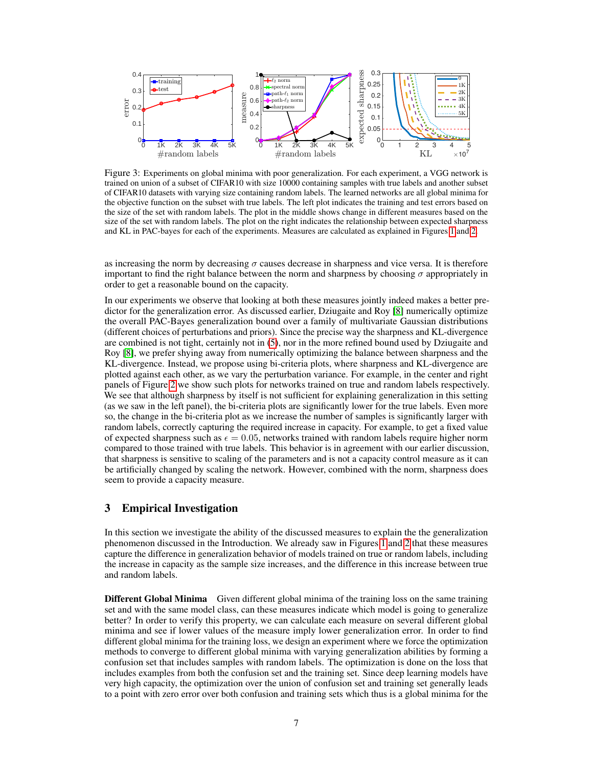Figure 3: Experiments on global minima with poor generalization. For each experiment, a VGG network is trained on union of a subset of CIFAR10 with size 10000 containing samples with true labels and another subset of CIFAR10 datasets with varying size containing random labels. The learned networks are all global minima for the objective function on the subset with true labels. The left plot indicates the training and test errors based on the size of the set with random labels. The plot in the middle shows change in different measures based on the size of the set with random labels. The plot on the right indicates the relationship between expected sharpness and KL in PAC-bayes for each of the experiments. Measures are calculated as explained in Figures 1 and 2.

as increasing the norm by decreasing $\sigma$ causes decrease in sharpness and vice versa. It is therefore important to find the right balance between the norm and sharpness by choosing $\sigma$ appropriately in order to get a reasonable bound on the capacity.

In our experiments we observe that looking at both these measures jointly indeed makes a better predictor for the generalization error. As discussed earlier, Dziugaite and Roy [8] numerically optimize the overall PAC-Bayes generalization bound over a family of multivariate Gaussian distributions (different choices of perturbations and priors). Since the precise way the sharpness and KL-divergence are combined is not tight, certainly not in (5), nor in the more refined bound used by Dziugaite and Roy [8], we prefer shying away from numerically optimizing the balance between sharpness and the KL-divergence. Instead, we propose using bi-criteria plots, where sharpness and KL-divergence are plotted against each other, as we vary the perturbation variance. For example, in the center and right panels of Figure 2 we show such plots for networks trained on true and random labels respectively. We see that although sharpness by itself is not sufficient for explaining generalization in this setting (as we saw in the left panel), the bi-criteria plots are significantly lower for the true labels. Even more so, the change in the bi-criteria plot as we increase the number of samples is significantly larger with random labels, correctly capturing the required increase in capacity. For example, to get a fixed value of expected sharpness such as $\epsilon = 0.05$, networks trained with random labels require higher norm compared to those trained with true labels. This behavior is in agreement with our earlier discussion, that sharpness is sensitive to scaling of the parameters and is not a capacity control measure as it can be artificially changed by scaling the network. However, combined with the norm, sharpness does seem to provide a capacity measure.

## 3 Empirical Investigation

In this section we investigate the ability of the discussed measures to explain the the generalization phenomenon discussed in the Introduction. We already saw in Figures 1 and 2 that these measures capture the difference in generalization behavior of models trained on true or random labels, including the increase in capacity as the sample size increases, and the difference in this increase between true and random labels.

**Different Global Minima** Given different global minima of the training loss on the same training set and with the same model class, can these measures indicate which model is going to generalize better? In order to verify this property, we can calculate each measure on several different global minima and see if lower values of the measure imply lower generalization error. In order to find different global minima for the training loss, we design an experiment where we force the optimization methods to converge to different global minima with varying generalization abilities by forming a confusion set that includes samples with random labels. The optimization is done on the loss that includes examples from both the confusion set and the training set. Since deep learning models have very high capacity, the optimization over the union of confusion set and training set generally leads to a point with zero error over both confusion and training sets which thus is a global minima for the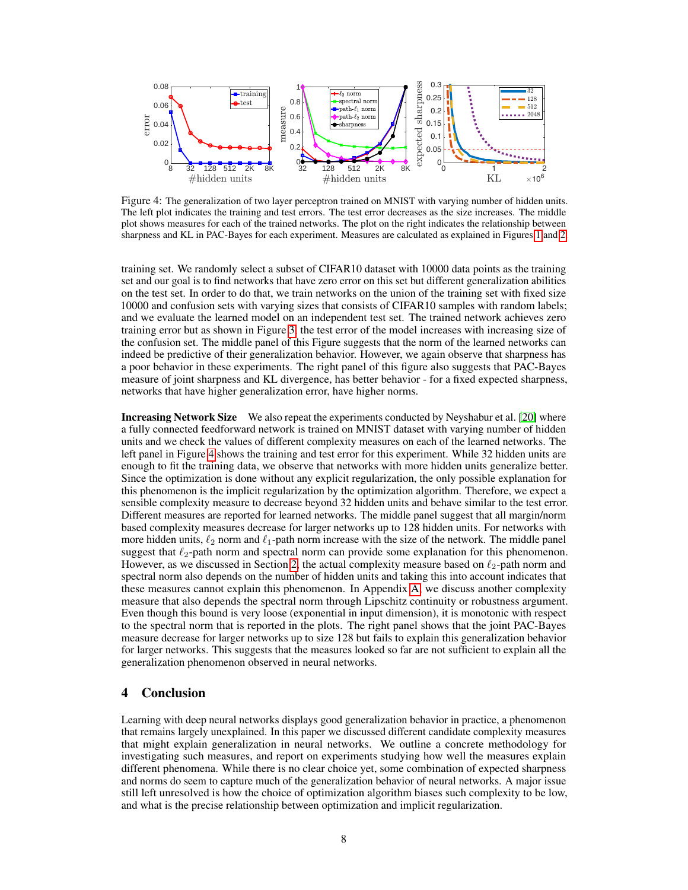Figure 4: The generalization of two layer perceptron trained on MNIST with varying number of hidden units. The left plot indicates the training and test errors. The test error decreases as the size increases. The middle plot shows measures for each of the trained networks. The plot on the right indicates the relationship between sharpness and KL in PAC-Bayes for each experiment. Measures are calculated as explained in Figures 1 and 2.

training set. We randomly select a subset of CIFAR10 dataset with 10000 data points as the training set and our goal is to find networks that have zero error on this set but different generalization abilities on the test set. In order to do that, we train networks on the union of the training set with fixed size 10000 and confusion sets with varying sizes that consists of CIFAR10 samples with random labels; and we evaluate the learned model on an independent test set. The trained network achieves zero training error but as shown in Figure 3, the test error of the model increases with increasing size of the confusion set. The middle panel of this Figure suggests that the norm of the learned networks can indeed be predictive of their generalization behavior. However, we again observe that sharpness has a poor behavior in these experiments. The right panel of this figure also suggests that PAC-Bayes measure of joint sharpness and KL divergence, has better behavior - for a fixed expected sharpness, networks that have higher generalization error, have higher norms.

**Increasing Network Size** We also repeat the experiments conducted by Neyshabur et al. [20] where a fully connected feedforward network is trained on MNIST dataset with varying number of hidden units and we check the values of different complexity measures on each of the learned networks. The left panel in Figure 4 shows the training and test error for this experiment. While 32 hidden units are enough to fit the training data, we observe that networks with more hidden units generalize better. Since the optimization is done without any explicit regularization, the only possible explanation for this phenomenon is the implicit regularization by the optimization algorithm. Therefore, we expect a sensible complexity measure to decrease beyond 32 hidden units and behave similar to the test error. Different measures are reported for learned networks. The middle panel suggest that all margin/norm based complexity measures decrease for larger networks up to 128 hidden units. For networks with more hidden units, $\ell_2$ norm and $\ell_1$-path norm increase with the size of the network. The middle panel suggest that $\ell_2$-path norm and spectral norm can provide some explanation for this phenomenon. However, as we discussed in Section 2, the actual complexity measure based on $\ell_2$-path norm and spectral norm also depends on the number of hidden units and taking this into account indicates that these measures cannot explain this phenomenon. In Appendix A, we discuss another complexity measure that also depends the spectral norm through Lipschitz continuity or robustness argument. Even though this bound is very loose (exponential in input dimension), it is monotonic with respect to the spectral norm that is reported in the plots. The right panel shows that the joint PAC-Bayes measure decrease for larger networks up to size 128 but fails to explain this generalization behavior for larger networks. This suggests that the measures looked so far are not sufficient to explain all the generalization phenomenon observed in neural networks.

## 4 Conclusion

Learning with deep neural networks displays good generalization behavior in practice, a phenomenon that remains largely unexplained. In this paper we discussed different candidate complexity measures that might explain generalization in neural networks. We outline a concrete methodology for investigating such measures, and report on experiments studying how well the measures explain different phenomena. While there is no clear choice yet, some combination of expected sharpness and norms do seem to capture much of the generalization behavior of neural networks. A major issue still left unresolved is how the choice of optimization algorithm biases such complexity to be low, and what is the precise relationship between optimization and implicit regularization.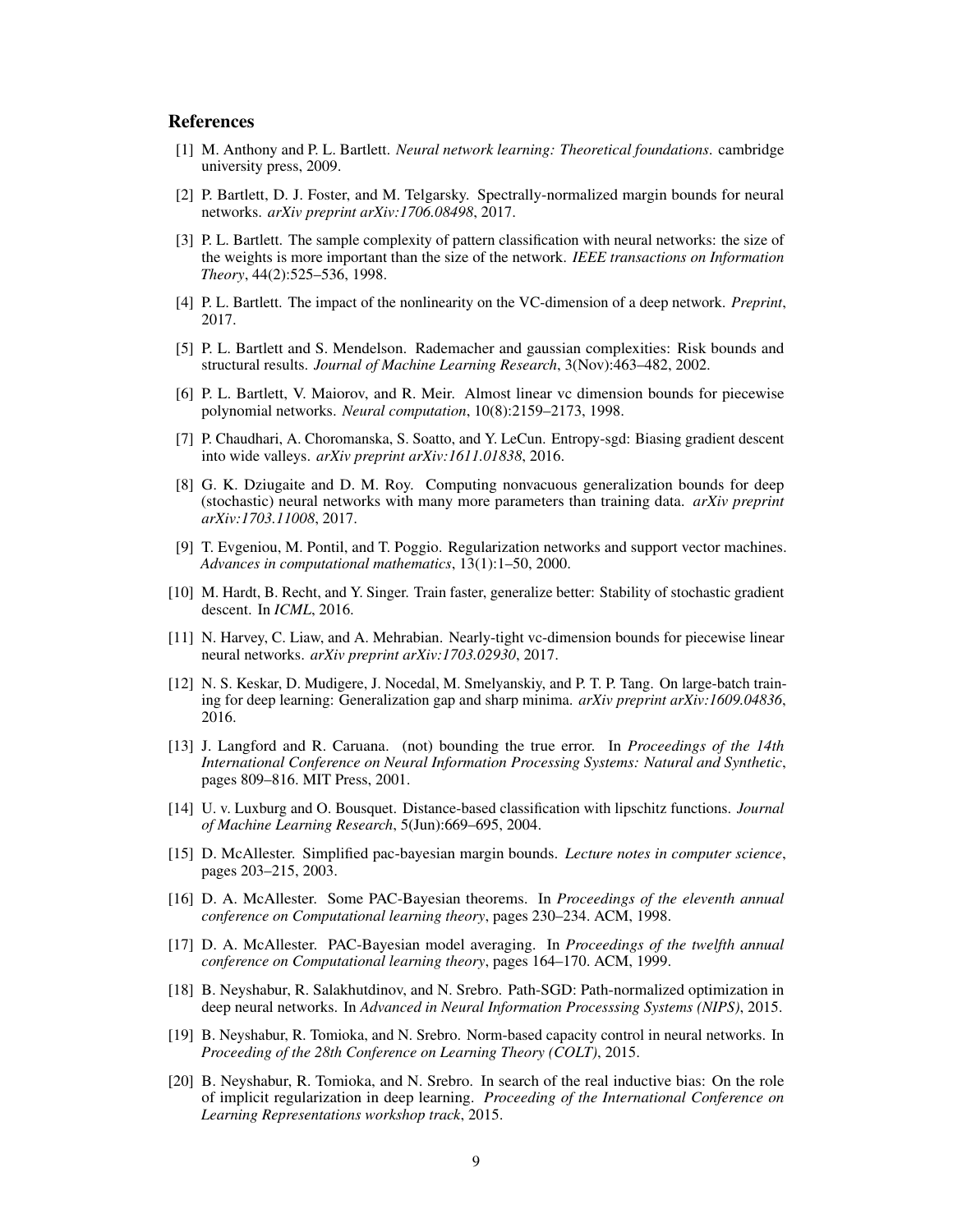## References

[1] M. Anthony and P. L. Bartlett. *Neural network learning: Theoretical foundations*. cambridge university press, 2009.

[2] P. Bartlett, D. J. Foster, and M. Telgarsky. Spectrally-normalized margin bounds for neural networks. *arXiv preprint arXiv:1706.08498*, 2017.

[3] P. L. Bartlett. The sample complexity of pattern classification with neural networks: the size of the weights is more important than the size of the network. *IEEE transactions on Information Theory*, 44(2):525–536, 1998.

[4] P. L. Bartlett. The impact of the nonlinearity on the VC-dimension of a deep network. *Preprint*, 2017.

[5] P. L. Bartlett and S. Mendelson. Rademacher and gaussian complexities: Risk bounds and structural results. *Journal of Machine Learning Research*, 3(Nov):463–482, 2002.

[6] P. L. Bartlett, V. Maiorov, and R. Meir. Almost linear vc dimension bounds for piecewise polynomial networks. *Neural computation*, 10(8):2159–2173, 1998.

[7] P. Chaudhari, A. Choromanska, S. Soatto, and Y. LeCun. Entropy-sgd: Biasing gradient descent into wide valleys. *arXiv preprint arXiv:1611.01838*, 2016.

[8] G. K. Dziugaite and D. M. Roy. Computing nonvacuous generalization bounds for deep (stochastic) neural networks with many more parameters than training data. *arXiv preprint arXiv:1703.11008*, 2017.

[9] T. Evgeniou, M. Pontil, and T. Poggio. Regularization networks and support vector machines. *Advances in computational mathematics*, 13(1):1–50, 2000.

[10] M. Hardt, B. Recht, and Y. Singer. Train faster, generalize better: Stability of stochastic gradient descent. In *ICML*, 2016.

[11] N. Harvey, C. Liaw, and A. Mehrabian. Nearly-tight vc-dimension bounds for piecewise linear neural networks. *arXiv preprint arXiv:1703.02930*, 2017.

[12] N. S. Keskar, D. Mudigere, J. Nocedal, M. Smelyanskiy, and P. T. P. Tang. On large-batch training for deep learning: Generalization gap and sharp minima. *arXiv preprint arXiv:1609.04836*, 2016.

[13] J. Langford and R. Caruana. (not) bounding the true error. In *Proceedings of the 14th International Conference on Neural Information Processing Systems: Natural and Synthetic*, pages 809–816. MIT Press, 2001.

[14] U. v. Luxburg and O. Bousquet. Distance-based classification with lipschitz functions. *Journal of Machine Learning Research*, 5(Jun):669–695, 2004.

[15] D. McAllester. Simplified pac-bayesian margin bounds. *Lecture notes in computer science*, pages 203–215, 2003.

[16] D. A. McAllester. Some PAC-Bayesian theorems. In *Proceedings of the eleventh annual conference on Computational learning theory*, pages 230–234. ACM, 1998.

[17] D. A. McAllester. PAC-Bayesian model averaging. In *Proceedings of the twelfth annual conference on Computational learning theory*, pages 164–170. ACM, 1999.

[18] B. Neyshabur, R. Salakhutdinov, and N. Srebro. Path-SGD: Path-normalized optimization in deep neural networks. In *Advanced in Neural Information Processsing Systems (NIPS)*, 2015.

[19] B. Neyshabur, R. Tomioka, and N. Srebro. Norm-based capacity control in neural networks. In *Proceeding of the 28th Conference on Learning Theory (COLT)*, 2015.

[20] B. Neyshabur, R. Tomioka, and N. Srebro. In search of the real inductive bias: On the role of implicit regularization in deep learning. *Proceeding of the International Conference on Learning Representations workshop track*, 2015.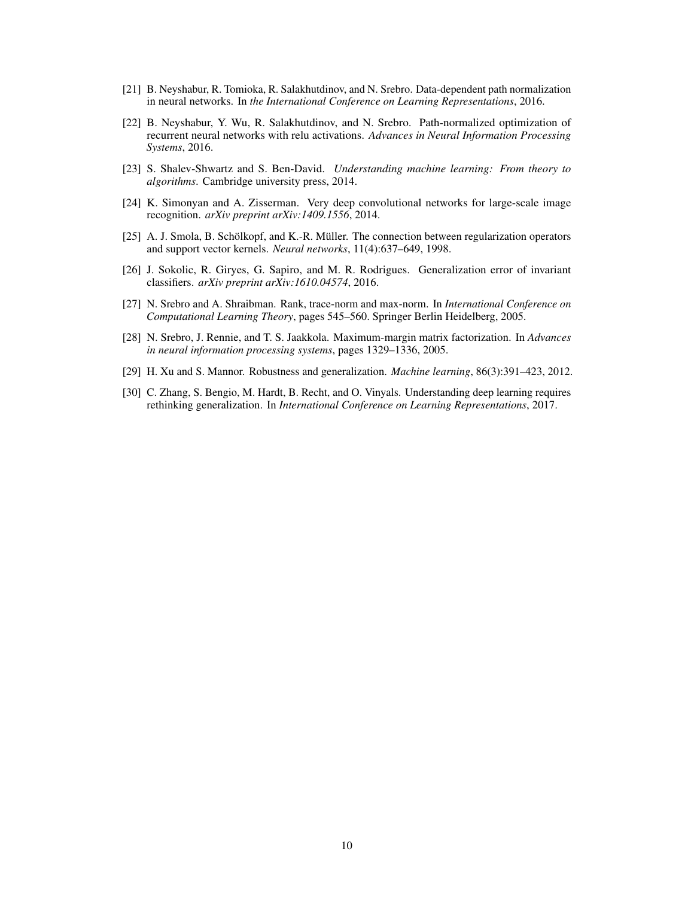[21] B. Neyshabur, R. Tomioka, R. Salakhutdinov, and N. Srebro. Data-dependent path normalization in neural networks. In *the International Conference on Learning Representations*, 2016.

[22] B. Neyshabur, Y. Wu, R. Salakhutdinov, and N. Srebro. Path-normalized optimization of recurrent neural networks with relu activations. *Advances in Neural Information Processing Systems*, 2016.

[23] S. Shalev-Shwartz and S. Ben-David. *Understanding machine learning: From theory to algorithms*. Cambridge university press, 2014.

[24] K. Simonyan and A. Zisserman. Very deep convolutional networks for large-scale image recognition. *arXiv preprint arXiv:1409.1556*, 2014.

[25] A. J. Smola, B. Schölkopf, and K.-R. Müller. The connection between regularization operators and support vector kernels. *Neural networks*, 11(4):637–649, 1998.

[26] J. Sokolic, R. Giryes, G. Sapiro, and M. R. Rodrigues. Generalization error of invariant classifiers. *arXiv preprint arXiv:1610.04574*, 2016.

[27] N. Srebro and A. Shraibman. Rank, trace-norm and max-norm. In *International Conference on Computational Learning Theory*, pages 545–560. Springer Berlin Heidelberg, 2005.

[28] N. Srebro, J. Rennie, and T. S. Jaakkola. Maximum-margin matrix factorization. In *Advances in neural information processing systems*, pages 1329–1336, 2005.

[29] H. Xu and S. Mannor. Robustness and generalization. *Machine learning*, 86(3):391–423, 2012.

[30] C. Zhang, S. Bengio, M. Hardt, B. Recht, and O. Vinyals. Understanding deep learning requires rethinking generalization. In *International Conference on Learning Representations*, 2017.